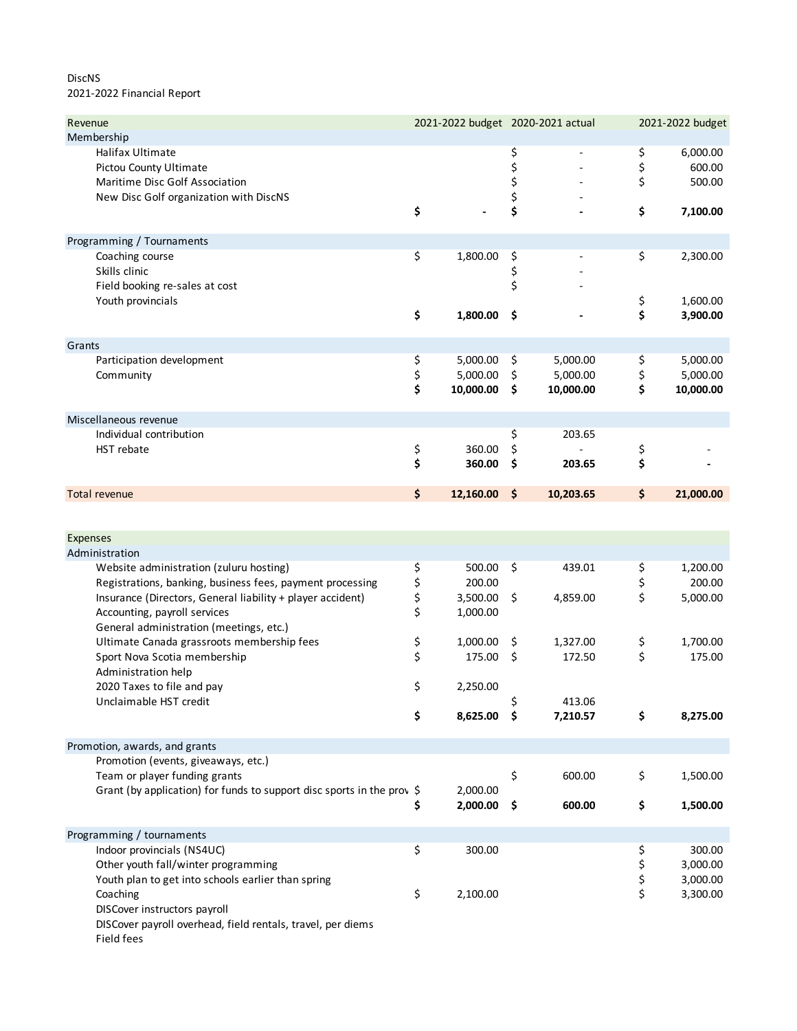DiscNS

2021-2022 Financial Report

| Revenue | 2021-2022 budget | 2020-2021 actual | 2021-2022 budget |
|---|---|---|---|
| **Membership** | | | |
| Halifax Ultimate | | $ - | $ 6,000.00 |
| Pictou County Ultimate | | $ - | $ 600.00 |
| Maritime Disc Golf Association | | $ - | $ 500.00 |
| New Disc Golf organization with DiscNS | | $ - | |
| | **$ -** | **$ -** | **$ 7,100.00** |
| **Programming / Tournaments** | | | |
| Coaching course | $ 1,800.00 | $ - | $ 2,300.00 |
| Skills clinic | | $ - | |
| Field booking re-sales at cost | | $ - | |
| Youth provincials | | | $ 1,600.00 |
| | **$ 1,800.00** | **$ -** | **$ 3,900.00** |
| **Grants** | | | |
| Participation development | $ 5,000.00 | $ 5,000.00 | $ 5,000.00 |
| Community | $ 5,000.00 | $ 5,000.00 | $ 5,000.00 |
| | **$ 10,000.00** | **$ 10,000.00** | **$ 10,000.00** |
| **Miscellaneous revenue** | | | |
| Individual contribution | | $ 203.65 | |
| HST rebate | $ 360.00 | $ - | $ - |
| | **$ 360.00** | **$ 203.65** | **$ -** |
| Total revenue | **$ 12,160.00** | **$ 10,203.65** | **$ 21,000.00** |

| Expenses | 2021-2022 budget | 2020-2021 actual | 2021-2022 budget |
|---|---|---|---|
| **Administration** | | | |
| Website administration (zuluru hosting) | $ 500.00 | $ 439.01 | $ 1,200.00 |
| Registrations, banking, business fees, payment processing | $ 200.00 | | $ 200.00 |
| Insurance (Directors, General liability + player accident) | $ 3,500.00 | $ 4,859.00 | $ 5,000.00 |
| Accounting, payroll services | $ 1,000.00 | | |
| General administration (meetings, etc.) | | | |
| Ultimate Canada grassroots membership fees | $ 1,000.00 | $ 1,327.00 | $ 1,700.00 |
| Sport Nova Scotia membership | $ 175.00 | $ 172.50 | $ 175.00 |
| Administration help | | | |
| 2020 Taxes to file and pay | $ 2,250.00 | | |
| Unclaimable HST credit | | $ 413.06 | |
| | **$ 8,625.00** | **$ 7,210.57** | **$ 8,275.00** |
| **Promotion, awards, and grants** | | | |
| Promotion (events, giveaways, etc.) | | | |
| Team or player funding grants | | $ 600.00 | $ 1,500.00 |
| Grant (by application) for funds to support disc sports in the prov | $ 2,000.00 | | |
| | **$ 2,000.00** | **$ 600.00** | **$ 1,500.00** |
| **Programming / tournaments** | | | |
| Indoor provincials (NS4UC) | $ 300.00 | | $ 300.00 |
| Other youth fall/winter programming | | | $ 3,000.00 |
| Youth plan to get into schools earlier than spring | | | $ 3,000.00 |
| Coaching | $ 2,100.00 | | $ 3,300.00 |
| DISCover instructors payroll | | | |
| DISCover payroll overhead, field rentals, travel, per diems | | | |
| Field fees | | | |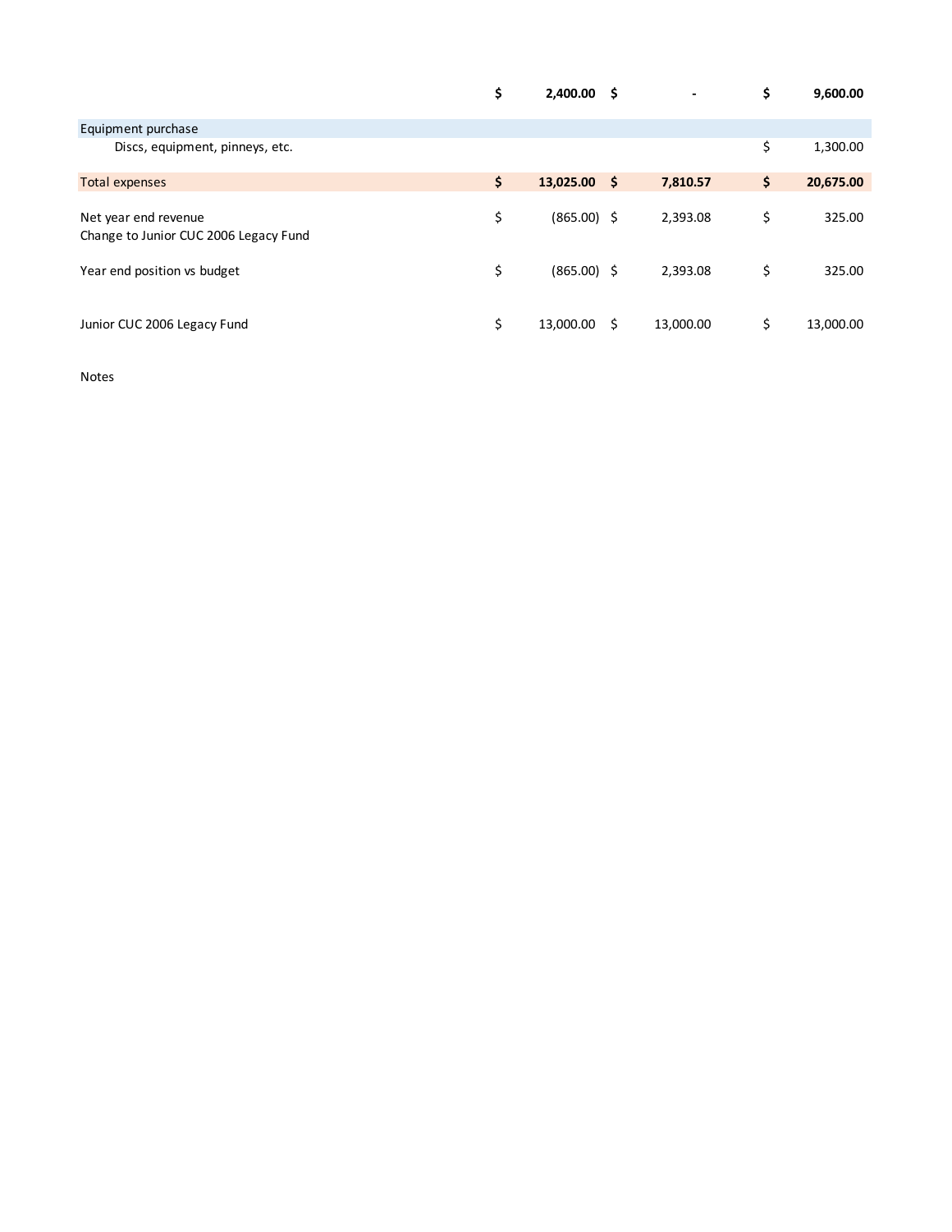| | | | |
|---|---|---|---|
| | **$ 2,400.00** | **$ -** | **$ 9,600.00** |
| Equipment purchase | | | |
| Discs, equipment, pinneys, etc. | | | $ 1,300.00 |
| Total expenses | **$ 13,025.00** | **$ 7,810.57** | **$ 20,675.00** |
| Net year end revenue | $ (865.00) | $ 2,393.08 | $ 325.00 |
| Change to Junior CUC 2006 Legacy Fund | | | |
| Year end position vs budget | $ (865.00) | $ 2,393.08 | $ 325.00 |
| Junior CUC 2006 Legacy Fund | $ 13,000.00 | $ 13,000.00 | $ 13,000.00 |

Notes